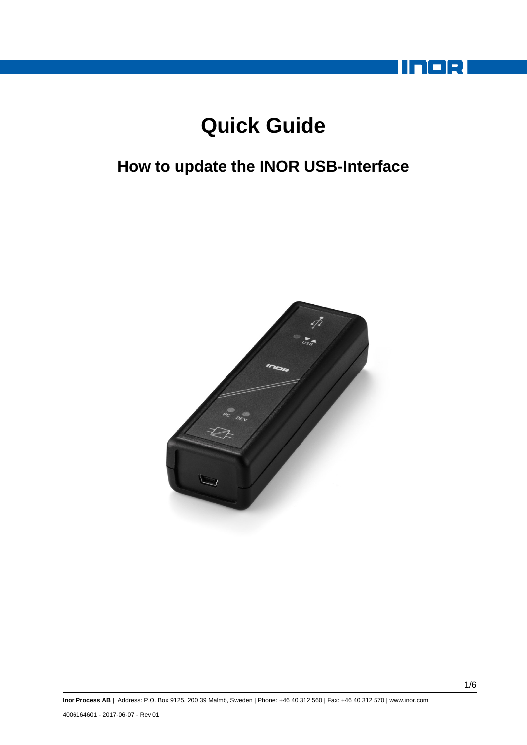# Quick Guide

## How to update the INOR USB-Interface

**Inor Process AB** | Address: P.O. Box 9125, 200 39 Malmö, Sweden | Phone: +46 40 312 560 | Fax: +46 40 312 570 | www.inor.com

4006164601 - 2017-06-07 - Rev 01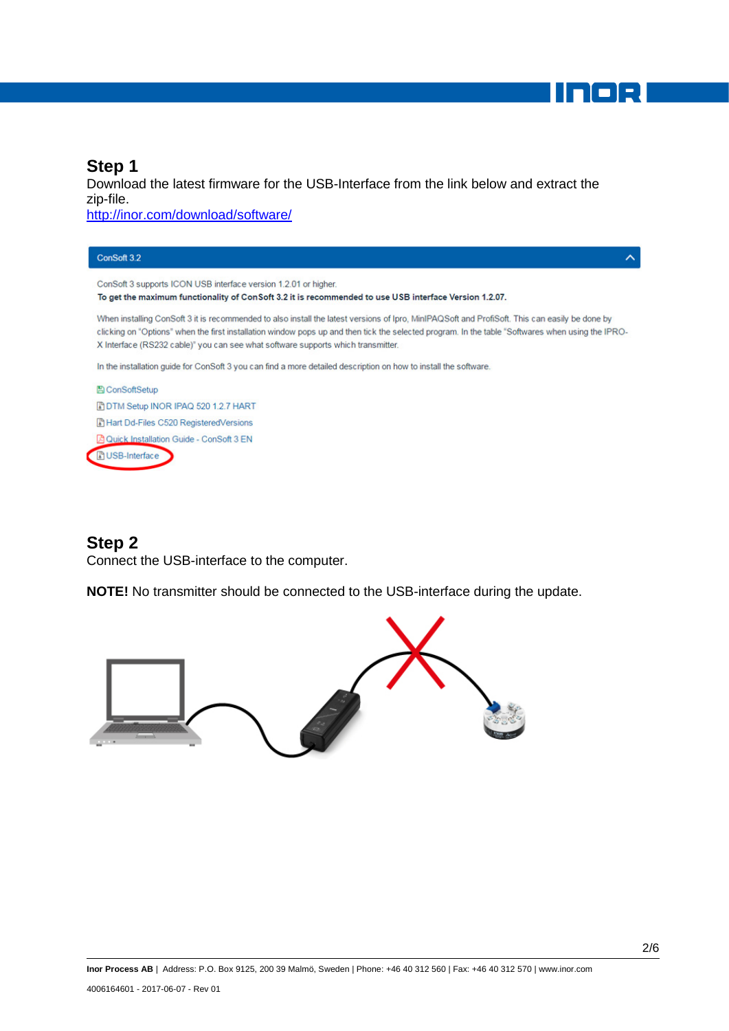## Step 1

Download the latest firmware for the USB-Interface from the link below and extract the zip-file.

http://inor.com/download/software/

ConSoft 3.2

ConSoft 3 supports ICON USB interface version 1.2.01 or higher.

**To get the maximum functionality of ConSoft 3.2 it is recommended to use USB interface Version 1.2.07.**

When installing ConSoft 3 it is recommended to also install the latest versions of Ipro, MinIPAQSoft and ProfiSoft. This can easily be done by clicking on "Options" when the first installation window pops up and then tick the selected program. In the table "Softwares when using the IPRO-X Interface (RS232 cable)" you can see what software supports which transmitter.

In the installation guide for ConSoft 3 you can find a more detailed description on how to install the software.

- ConSoftSetup
- DTM Setup INOR IPAQ 520 1.2.7 HART
- Hart Dd-Files C520 RegisteredVersions
- Quick Installation Guide - ConSoft 3 EN
- USB-Interface

## Step 2

Connect the USB-interface to the computer.

**NOTE!** No transmitter should be connected to the USB-interface during the update.

Inor Process AB | Address: P.O. Box 9125, 200 39 Malmö, Sweden | Phone: +46 40 312 560 | Fax: +46 40 312 570 | www.inor.com

4006164601 - 2017-06-07 - Rev 01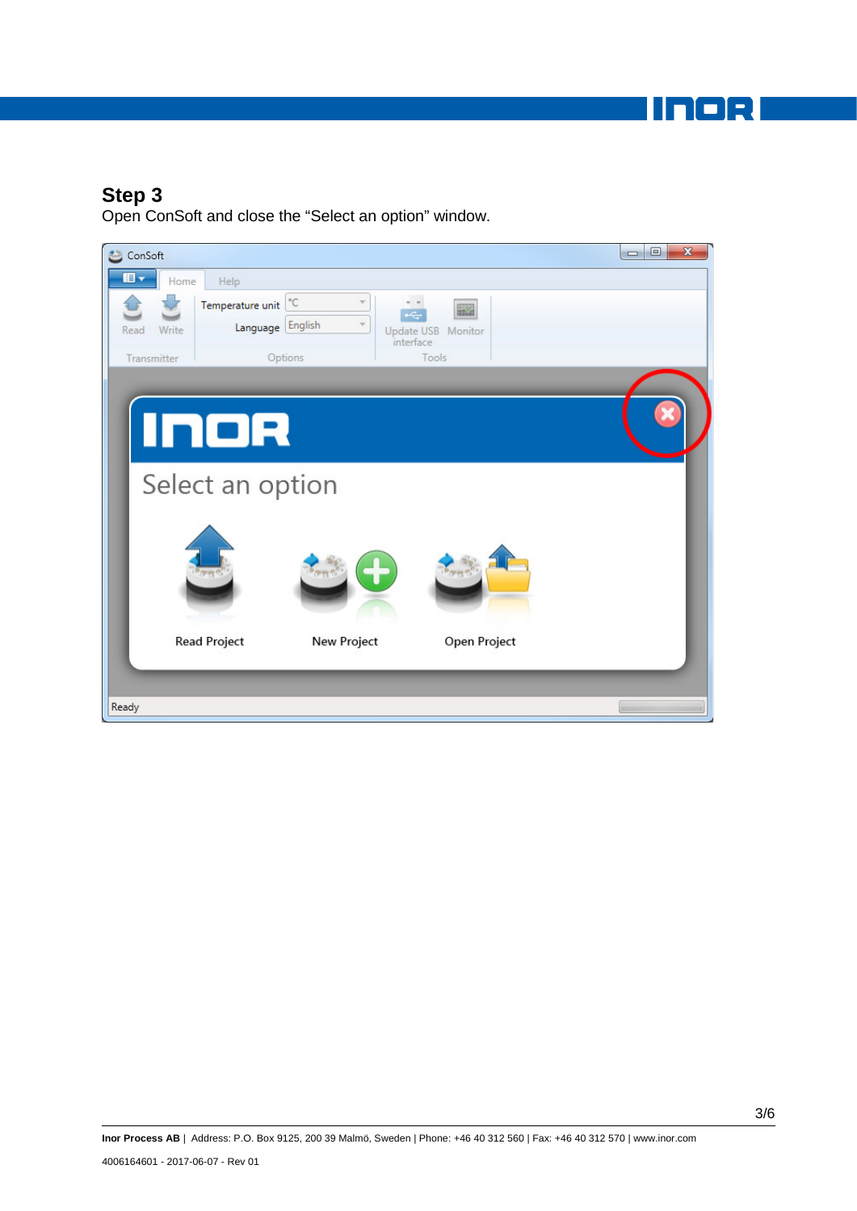## Step 3

Open ConSoft and close the “Select an option” window.

**Inor Process AB** | Address: P.O. Box 9125, 200 39 Malmö, Sweden | Phone: +46 40 312 560 | Fax: +46 40 312 570 | www.inor.com

4006164601 - 2017-06-07 - Rev 01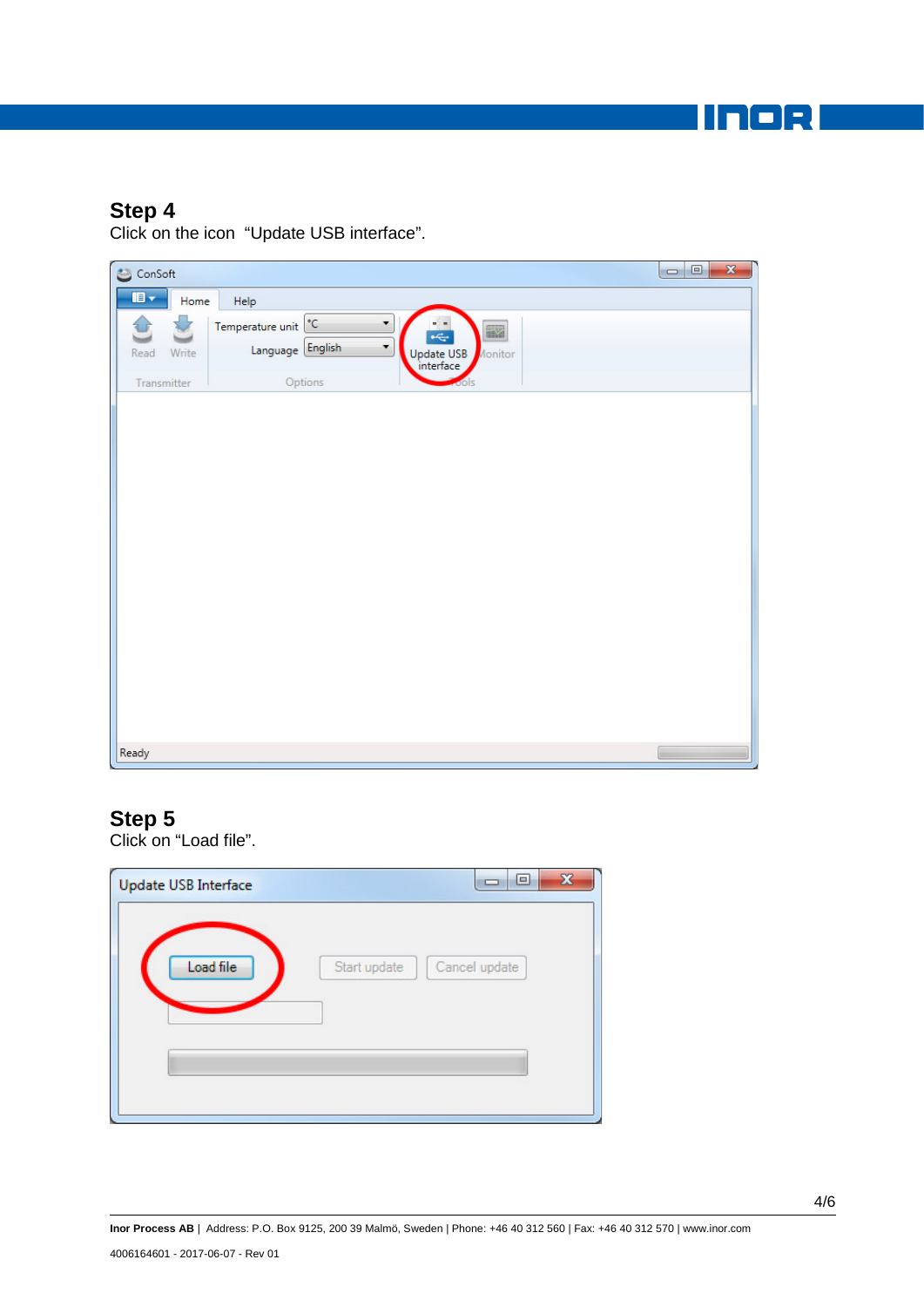## Step 4

Click on the icon "Update USB interface".

## Step 5

Click on "Load file".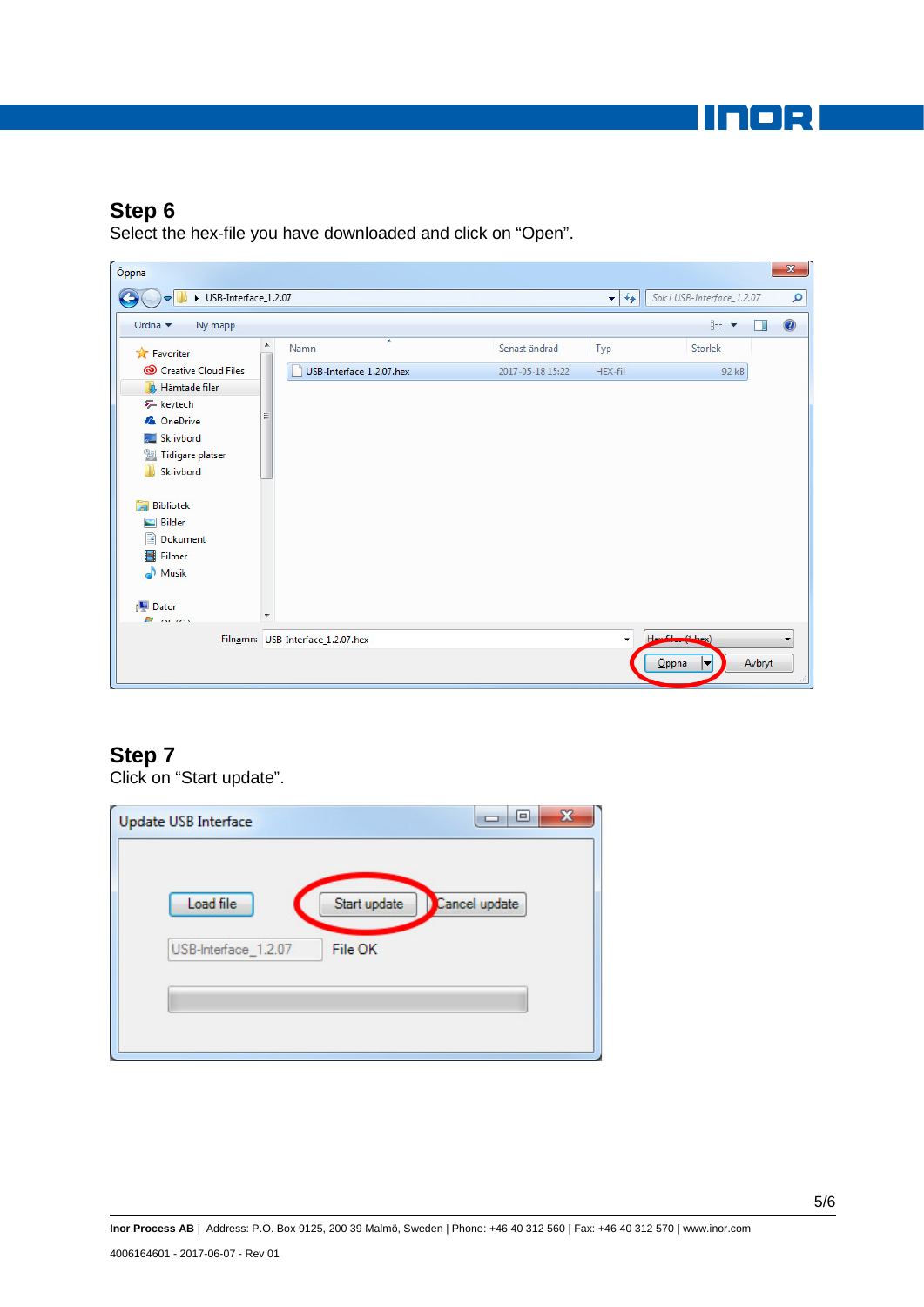## Step 6

Select the hex-file you have downloaded and click on “Open”.

## Step 7

Click on “Start update”.

**Inor Process AB** | Address: P.O. Box 9125, 200 39 Malmö, Sweden | Phone: +46 40 312 560 | Fax: +46 40 312 570 | www.inor.com

4006164601 - 2017-06-07 - Rev 01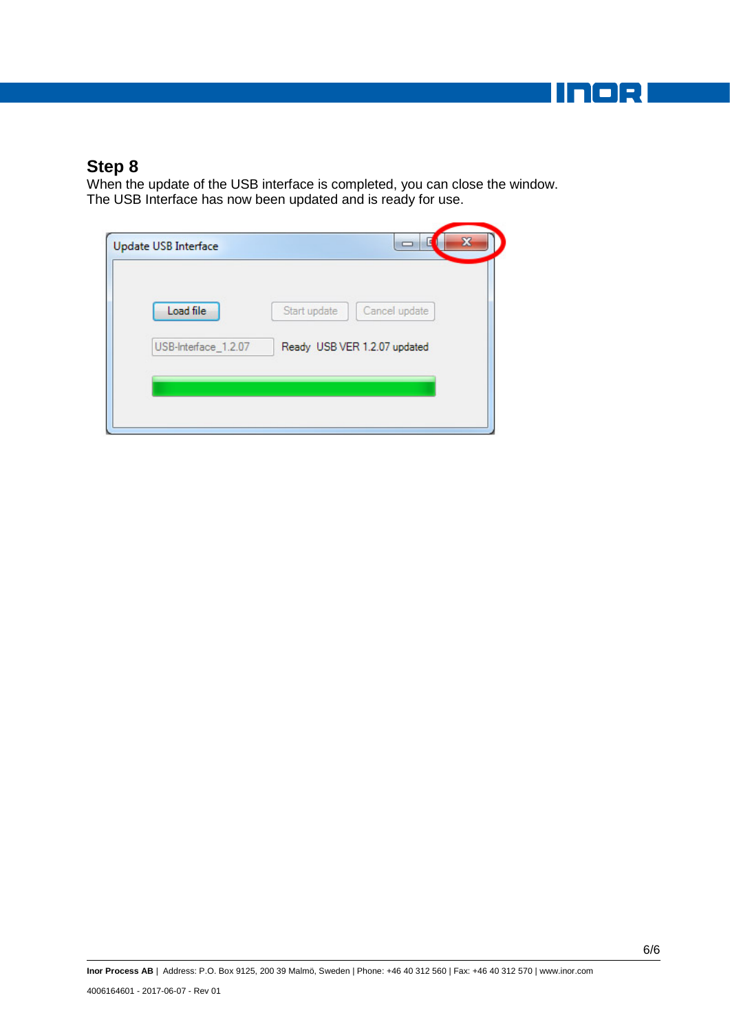## Step 8

When the update of the USB interface is completed, you can close the window.
The USB Interface has now been updated and is ready for use.

Update USB Interface

Load file

Start update

Cancel update

USB-Interface_1.2.07

Ready USB VER 1.2.07 updated

**Inor Process AB** | Address: P.O. Box 9125, 200 39 Malmö, Sweden | Phone: +46 40 312 560 | Fax: +46 40 312 570 | www.inor.com

4006164601 - 2017-06-07 - Rev 01